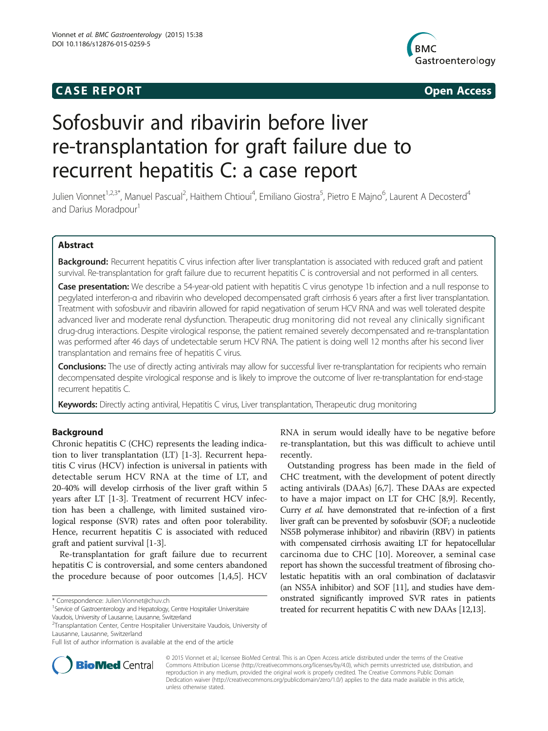**CASE REPORT** **Open Access**

# Sofosbuvir and ribavirin before liver re-transplantation for graft failure due to recurrent hepatitis C: a case report

Julien Vionnet[1,2,3*], Manuel Pascual[2], Haithem Chtioui[4], Emiliano Giostra[5], Pietro E Majno[6], Laurent A Decosterd[4] and Darius Moradpour[1]

## Abstract

**Background:** Recurrent hepatitis C virus infection after liver transplantation is associated with reduced graft and patient survival. Re-transplantation for graft failure due to recurrent hepatitis C is controversial and not performed in all centers.

**Case presentation:** We describe a 54-year-old patient with hepatitis C virus genotype 1b infection and a null response to pegylated interferon-α and ribavirin who developed decompensated graft cirrhosis 6 years after a first liver transplantation. Treatment with sofosbuvir and ribavirin allowed for rapid negativation of serum HCV RNA and was well tolerated despite advanced liver and moderate renal dysfunction. Therapeutic drug monitoring did not reveal any clinically significant drug-drug interactions. Despite virological response, the patient remained severely decompensated and re-transplantation was performed after 46 days of undetectable serum HCV RNA. The patient is doing well 12 months after his second liver transplantation and remains free of hepatitis C virus.

**Conclusions:** The use of directly acting antivirals may allow for successful liver re-transplantation for recipients who remain decompensated despite virological response and is likely to improve the outcome of liver re-transplantation for end-stage recurrent hepatitis C.

**Keywords:** Directly acting antiviral, Hepatitis C virus, Liver transplantation, Therapeutic drug monitoring

## Background

Chronic hepatitis C (CHC) represents the leading indication to liver transplantation (LT) [1-3]. Recurrent hepatitis C virus (HCV) infection is universal in patients with detectable serum HCV RNA at the time of LT, and 20-40% will develop cirrhosis of the liver graft within 5 years after LT [1-3]. Treatment of recurrent HCV infection has been a challenge, with limited sustained virological response (SVR) rates and often poor tolerability. Hence, recurrent hepatitis C is associated with reduced graft and patient survival [1-3].

Re-transplantation for graft failure due to recurrent hepatitis C is controversial, and some centers abandoned the procedure because of poor outcomes [1,4,5]. HCV RNA in serum would ideally have to be negative before re-transplantation, but this was difficult to achieve until recently.

Outstanding progress has been made in the field of CHC treatment, with the development of potent directly acting antivirals (DAAs) [6,7]. These DAAs are expected to have a major impact on LT for CHC [8,9]. Recently, Curry *et al.* have demonstrated that re-infection of a first liver graft can be prevented by sofosbuvir (SOF; a nucleotide NS5B polymerase inhibitor) and ribavirin (RBV) in patients with compensated cirrhosis awaiting LT for hepatocellular carcinoma due to CHC [10]. Moreover, a seminal case report has shown the successful treatment of fibrosing cholestatic hepatitis with an oral combination of daclatasvir (an NS5A inhibitor) and SOF [11], and studies have demonstrated significantly improved SVR rates in patients treated for recurrent hepatitis C with new DAAs [12,13].

\* Correspondence: Julien.Vionnet@chuv.ch
[1]Service of Gastroenterology and Hepatology, Centre Hospitalier Universitaire Vaudois, University of Lausanne, Lausanne, Switzerland
[2]Transplantation Center, Centre Hospitalier Universitaire Vaudois, University of Lausanne, Lausanne, Switzerland
Full list of author information is available at the end of the article

© 2015 Vionnet et al.; licensee BioMed Central. This is an Open Access article distributed under the terms of the Creative Commons Attribution License (http://creativecommons.org/licenses/by/4.0), which permits unrestricted use, distribution, and reproduction in any medium, provided the original work is properly credited. The Creative Commons Public Domain Dedication waiver (http://creativecommons.org/publicdomain/zero/1.0/) applies to the data made available in this article, unless otherwise stated.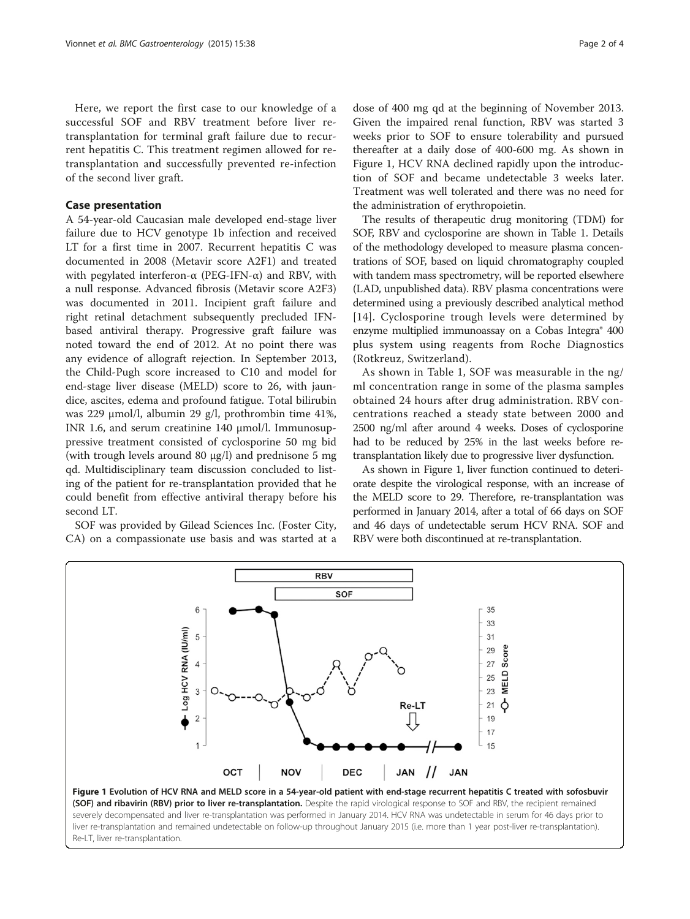Here, we report the first case to our knowledge of a successful SOF and RBV treatment before liver retransplantation for terminal graft failure due to recurrent hepatitis C. This treatment regimen allowed for retransplantation and successfully prevented re-infection of the second liver graft.

## Case presentation

A 54-year-old Caucasian male developed end-stage liver failure due to HCV genotype 1b infection and received LT for a first time in 2007. Recurrent hepatitis C was documented in 2008 (Metavir score A2F1) and treated with pegylated interferon-α (PEG-IFN-α) and RBV, with a null response. Advanced fibrosis (Metavir score A2F3) was documented in 2011. Incipient graft failure and right retinal detachment subsequently precluded IFN-based antiviral therapy. Progressive graft failure was noted toward the end of 2012. At no point there was any evidence of allograft rejection. In September 2013, the Child-Pugh score increased to C10 and model for end-stage liver disease (MELD) score to 26, with jaundice, ascites, edema and profound fatigue. Total bilirubin was 229 μmol/l, albumin 29 g/l, prothrombin time 41%, INR 1.6, and serum creatinine 140 μmol/l. Immunosuppressive treatment consisted of cyclosporine 50 mg bid (with trough levels around 80 μg/l) and prednisone 5 mg qd. Multidisciplinary team discussion concluded to listing of the patient for re-transplantation provided that he could benefit from effective antiviral therapy before his second LT.

SOF was provided by Gilead Sciences Inc. (Foster City, CA) on a compassionate use basis and was started at a dose of 400 mg qd at the beginning of November 2013. Given the impaired renal function, RBV was started 3 weeks prior to SOF to ensure tolerability and pursued thereafter at a daily dose of 400-600 mg. As shown in Figure 1, HCV RNA declined rapidly upon the introduction of SOF and became undetectable 3 weeks later. Treatment was well tolerated and there was no need for the administration of erythropoietin.

The results of therapeutic drug monitoring (TDM) for SOF, RBV and cyclosporine are shown in Table 1. Details of the methodology developed to measure plasma concentrations of SOF, based on liquid chromatography coupled with tandem mass spectrometry, will be reported elsewhere (LAD, unpublished data). RBV plasma concentrations were determined using a previously described analytical method [14]. Cyclosporine trough levels were determined by enzyme multiplied immunoassay on a Cobas Integra® 400 plus system using reagents from Roche Diagnostics (Rotkreuz, Switzerland).

As shown in Table 1, SOF was measurable in the ng/ml concentration range in some of the plasma samples obtained 24 hours after drug administration. RBV concentrations reached a steady state between 2000 and 2500 ng/ml after around 4 weeks. Doses of cyclosporine had to be reduced by 25% in the last weeks before re-transplantation likely due to progressive liver dysfunction.

As shown in Figure 1, liver function continued to deteriorate despite the virological response, with an increase of the MELD score to 29. Therefore, re-transplantation was performed in January 2014, after a total of 66 days on SOF and 46 days of undetectable serum HCV RNA. SOF and RBV were both discontinued at re-transplantation.

**Figure 1 Evolution of HCV RNA and MELD score in a 54-year-old patient with end-stage recurrent hepatitis C treated with sofosbuvir (SOF) and ribavirin (RBV) prior to liver re-transplantation.** Despite the rapid virological response to SOF and RBV, the recipient remained severely decompensated and liver re-transplantation was performed in January 2014. HCV RNA was undetectable in serum for 46 days prior to liver re-transplantation and remained undetectable on follow-up throughout January 2015 (i.e. more than 1 year post-liver re-transplantation). Re-LT, liver re-transplantation.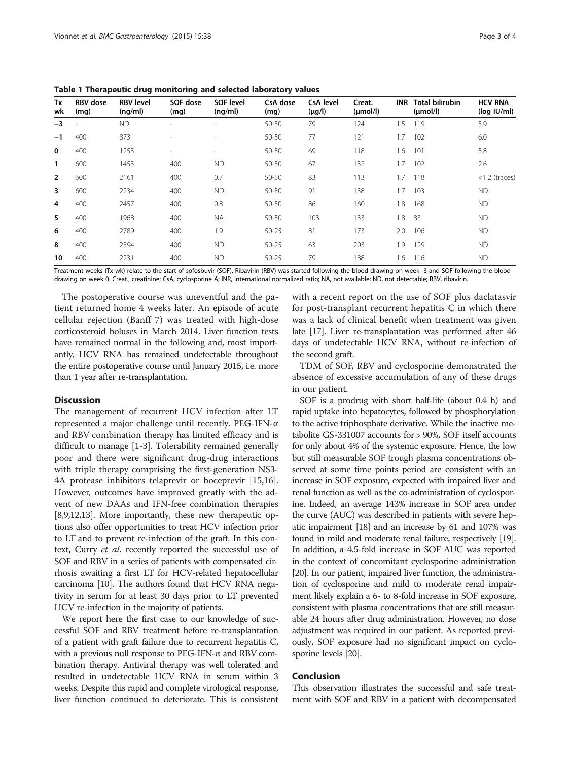**Table 1 Therapeutic drug monitoring and selected laboratory values**

| Tx wk | RBV dose (mg) | RBV level (ng/ml) | SOF dose (mg) | SOF level (ng/ml) | CsA dose (mg) | CsA level (μg/l) | Creat. (μmol/l) | INR | Total bilirubin (μmol/l) | HCV RNA (log IU/ml) |
|---|---|---|---|---|---|---|---|---|---|---|
| −3 | - | ND | - | - | 50-50 | 79 | 124 | 1.5 | 119 | 5.9 |
| −1 | 400 | 873 | - | - | 50-50 | 77 | 121 | 1.7 | 102 | 6.0 |
| 0 | 400 | 1253 | - | - | 50-50 | 69 | 118 | 1.6 | 101 | 5.8 |
| 1 | 600 | 1453 | 400 | ND | 50-50 | 67 | 132 | 1.7 | 102 | 2.6 |
| 2 | 600 | 2161 | 400 | 0.7 | 50-50 | 83 | 113 | 1.7 | 118 | <1.2 (traces) |
| 3 | 600 | 2234 | 400 | ND | 50-50 | 91 | 138 | 1.7 | 103 | ND |
| 4 | 400 | 2457 | 400 | 0.8 | 50-50 | 86 | 160 | 1.8 | 168 | ND |
| 5 | 400 | 1968 | 400 | NA | 50-50 | 103 | 133 | 1.8 | 83 | ND |
| 6 | 400 | 2789 | 400 | 1.9 | 50-25 | 81 | 173 | 2.0 | 106 | ND |
| 8 | 400 | 2594 | 400 | ND | 50-25 | 63 | 203 | 1.9 | 129 | ND |
| 10 | 400 | 2231 | 400 | ND | 50-25 | 79 | 188 | 1.6 | 116 | ND |

Treatment weeks (Tx wk) relate to the start of sofosbuvir (SOF). Ribavirin (RBV) was started following the blood drawing on week -3 and SOF following the blood drawing on week 0. Creat., creatinine; CsA, cyclosporine A; INR, international normalized ratio; NA, not available; ND, not detectable; RBV, ribavirin.

The postoperative course was uneventful and the patient returned home 4 weeks later. An episode of acute cellular rejection (Banff 7) was treated with high-dose corticosteroid boluses in March 2014. Liver function tests have remained normal in the following and, most importantly, HCV RNA has remained undetectable throughout the entire postoperative course until January 2015, i.e. more than 1 year after re-transplantation.

## Discussion

The management of recurrent HCV infection after LT represented a major challenge until recently. PEG-IFN-α and RBV combination therapy has limited efficacy and is difficult to manage [1-3]. Tolerability remained generally poor and there were significant drug-drug interactions with triple therapy comprising the first-generation NS3-4A protease inhibitors telaprevir or boceprevir [15,16]. However, outcomes have improved greatly with the advent of new DAAs and IFN-free combination therapies [8,9,12,13]. More importantly, these new therapeutic options also offer opportunities to treat HCV infection prior to LT and to prevent re-infection of the graft. In this context, Curry *et al.* recently reported the successful use of SOF and RBV in a series of patients with compensated cirrhosis awaiting a first LT for HCV-related hepatocellular carcinoma [10]. The authors found that HCV RNA negativity in serum for at least 30 days prior to LT prevented HCV re-infection in the majority of patients.

We report here the first case to our knowledge of successful SOF and RBV treatment before re-transplantation of a patient with graft failure due to recurrent hepatitis C, with a previous null response to PEG-IFN-α and RBV combination therapy. Antiviral therapy was well tolerated and resulted in undetectable HCV RNA in serum within 3 weeks. Despite this rapid and complete virological response, liver function continued to deteriorate. This is consistent with a recent report on the use of SOF plus daclatasvir for post-transplant recurrent hepatitis C in which there was a lack of clinical benefit when treatment was given late [17]. Liver re-transplantation was performed after 46 days of undetectable HCV RNA, without re-infection of the second graft.

TDM of SOF, RBV and cyclosporine demonstrated the absence of excessive accumulation of any of these drugs in our patient.

SOF is a prodrug with short half-life (about 0.4 h) and rapid uptake into hepatocytes, followed by phosphorylation to the active triphosphate derivative. While the inactive metabolite GS-331007 accounts for > 90%, SOF itself accounts for only about 4% of the systemic exposure. Hence, the low but still measurable SOF trough plasma concentrations observed at some time points period are consistent with an increase in SOF exposure, expected with impaired liver and renal function as well as the co-administration of cyclosporine. Indeed, an average 143% increase in SOF area under the curve (AUC) was described in patients with severe hepatic impairment [18] and an increase by 61 and 107% was found in mild and moderate renal failure, respectively [19]. In addition, a 4.5-fold increase in SOF AUC was reported in the context of concomitant cyclosporine administration [20]. In our patient, impaired liver function, the administration of cyclosporine and mild to moderate renal impairment likely explain a 6- to 8-fold increase in SOF exposure, consistent with plasma concentrations that are still measurable 24 hours after drug administration. However, no dose adjustment was required in our patient. As reported previously, SOF exposure had no significant impact on cyclosporine levels [20].

## Conclusion

This observation illustrates the successful and safe treatment with SOF and RBV in a patient with decompensated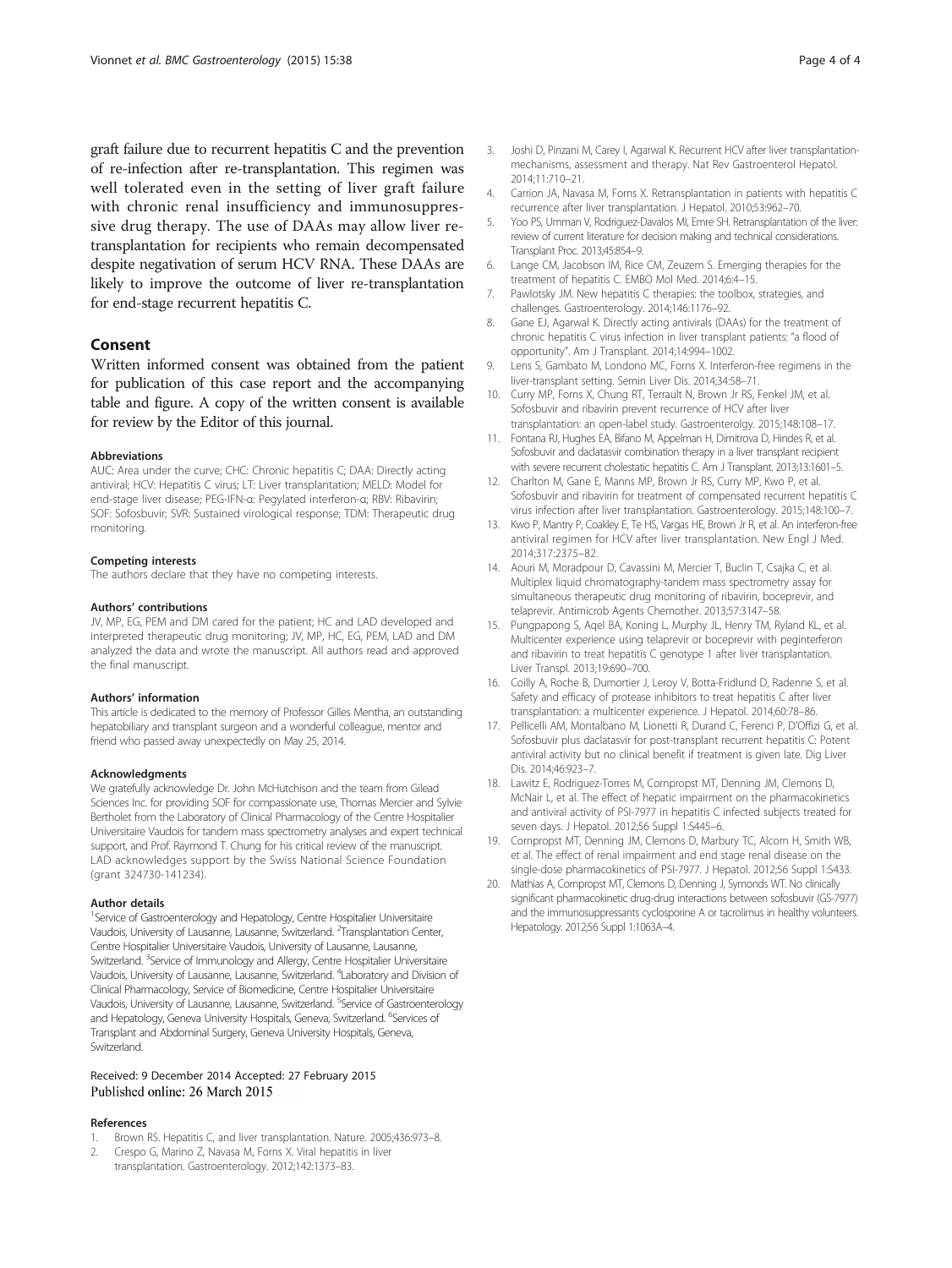graft failure due to recurrent hepatitis C and the prevention of re-infection after re-transplantation. This regimen was well tolerated even in the setting of liver graft failure with chronic renal insufficiency and immunosuppressive drug therapy. The use of DAAs may allow liver re-transplantation for recipients who remain decompensated despite negativation of serum HCV RNA. These DAAs are likely to improve the outcome of liver re-transplantation for end-stage recurrent hepatitis C.

## Consent

Written informed consent was obtained from the patient for publication of this case report and the accompanying table and figure. A copy of the written consent is available for review by the Editor of this journal.

#### Abbreviations

AUC: Area under the curve; CHC: Chronic hepatitis C; DAA: Directly acting antiviral; HCV: Hepatitis C virus; LT: Liver transplantation; MELD: Model for end-stage liver disease; PEG-IFN-α: Pegylated interferon-α; RBV: Ribavirin; SOF: Sofosbuvir; SVR: Sustained virological response; TDM: Therapeutic drug monitoring.

#### Competing interests

The authors declare that they have no competing interests.

#### Authors' contributions

JV, MP, EG, PEM and DM cared for the patient; HC and LAD developed and interpreted therapeutic drug monitoring; JV, MP, HC, EG, PEM, LAD and DM analyzed the data and wrote the manuscript. All authors read and approved the final manuscript.

#### Authors' information

This article is dedicated to the memory of Professor Gilles Mentha, an outstanding hepatobiliary and transplant surgeon and a wonderful colleague, mentor and friend who passed away unexpectedly on May 25, 2014.

#### Acknowledgments

We gratefully acknowledge Dr. John McHutchison and the team from Gilead Sciences Inc. for providing SOF for compassionate use, Thomas Mercier and Sylvie Bertholet from the Laboratory of Clinical Pharmacology of the Centre Hospitalier Universitaire Vaudois for tandem mass spectrometry analyses and expert technical support, and Prof. Raymond T. Chung for his critical review of the manuscript. LAD acknowledges support by the Swiss National Science Foundation (grant 324730-141234).

#### Author details

[1]Service of Gastroenterology and Hepatology, Centre Hospitalier Universitaire Vaudois, University of Lausanne, Lausanne, Switzerland. [2]Transplantation Center, Centre Hospitalier Universitaire Vaudois, University of Lausanne, Lausanne, Switzerland. [3]Service of Immunology and Allergy, Centre Hospitalier Universitaire Vaudois, University of Lausanne, Lausanne, Switzerland. [4]Laboratory and Division of Clinical Pharmacology, Service of Biomedicine, Centre Hospitalier Universitaire Vaudois, University of Lausanne, Lausanne, Switzerland. [5]Service of Gastroenterology and Hepatology, Geneva University Hospitals, Geneva, Switzerland. [6]Services of Transplant and Abdominal Surgery, Geneva University Hospitals, Geneva, Switzerland.

Received: 9 December 2014 Accepted: 27 February 2015
Published online: 26 March 2015

#### References

1. Brown RS. Hepatitis C, and liver transplantation. Nature. 2005;436:973–8.
2. Crespo G, Marino Z, Navasa M, Forns X. Viral hepatitis in liver transplantation. Gastroenterology. 2012;142:1373–83.
3. Joshi D, Pinzani M, Carey I, Agarwal K. Recurrent HCV after liver transplantation-mechanisms, assessment and therapy. Nat Rev Gastroenterol Hepatol. 2014;11:710–21.
4. Carrion JA, Navasa M, Forns X. Retransplantation in patients with hepatitis C recurrence after liver transplantation. J Hepatol. 2010;53:962–70.
5. Yoo PS, Umman V, Rodriguez-Davalos MI, Emre SH. Retransplantation of the liver: review of current literature for decision making and technical considerations. Transplant Proc. 2013;45:854–9.
6. Lange CM, Jacobson IM, Rice CM, Zeuzem S. Emerging therapies for the treatment of hepatitis C. EMBO Mol Med. 2014;6:4–15.
7. Pawlotsky JM. New hepatitis C therapies: the toolbox, strategies, and challenges. Gastroenterology. 2014;146:1176–92.
8. Gane EJ, Agarwal K. Directly acting antivirals (DAAs) for the treatment of chronic hepatitis C virus infection in liver transplant patients: "a flood of opportunity". Am J Transplant. 2014;14:994–1002.
9. Lens S, Gambato M, Londono MC, Forns X. Interferon-free regimens in the liver-transplant setting. Semin Liver Dis. 2014;34:58–71.
10. Curry MP, Forns X, Chung RT, Terrault N, Brown Jr RS, Fenkel JM, et al. Sofosbuvir and ribavirin prevent recurrence of HCV after liver transplantation: an open-label study. Gastroenterolgy. 2015;148:108–17.
11. Fontana RJ, Hughes EA, Bifano M, Appelman H, Dimitrova D, Hindes R, et al. Sofosbuvir and daclatasvir combination therapy in a liver transplant recipient with severe recurrent cholestatic hepatitis C. Am J Transplant. 2013;13:1601–5.
12. Charlton M, Gane E, Manns MP, Brown Jr RS, Curry MP, Kwo P, et al. Sofosbuvir and ribavirin for treatment of compensated recurrent hepatitis C virus infection after liver transplantation. Gastroenterology. 2015;148:100–7.
13. Kwo P, Mantry P, Coakley E, Te HS, Vargas HE, Brown Jr R, et al. An interferon-free antiviral regimen for HCV after liver transplantation. New Engl J Med. 2014;317:2375–82.
14. Aouri M, Moradpour D, Cavassini M, Mercier T, Buclin T, Csajka C, et al. Multiplex liquid chromatography-tandem mass spectrometry assay for simultaneous therapeutic drug monitoring of ribavirin, boceprevir, and telaprevir. Antimicrob Agents Chemother. 2013;57:3147–58.
15. Pungpapong S, Aqel BA, Koning L, Murphy JL, Henry TM, Ryland KL, et al. Multicenter experience using telaprevir or boceprevir with peginterferon and ribavirin to treat hepatitis C genotype 1 after liver transplantation. Liver Transpl. 2013;19:690–700.
16. Coilly A, Roche B, Dumortier J, Leroy V, Botta-Fridlund D, Radenne S, et al. Safety and efficacy of protease inhibitors to treat hepatitis C after liver transplantation: a multicenter experience. J Hepatol. 2014;60:78–86.
17. Pellicelli AM, Montalbano M, Lionetti R, Durand C, Ferenci P, D'Offizi G, et al. Sofosbuvir plus daclatasvir for post-transplant recurrent hepatitis C: Potent antiviral activity but no clinical benefit if treatment is given late. Dig Liver Dis. 2014;46:923–7.
18. Lawitz E, Rodriguez-Torres M, Cornpropst MT, Denning JM, Clemons D, McNair L, et al. The effect of hepatic impairment on the pharmacokinetics and antiviral activity of PSI-7977 in hepatitis C infected subjects treated for seven days. J Hepatol. 2012;56 Suppl 1:S445–6.
19. Cornpropst MT, Denning JM, Clemons D, Marbury TC, Alcorn H, Smith WB, et al. The effect of renal impairment and end stage renal disease on the single-dose pharmacokinetics of PSI-7977. J Hepatol. 2012;56 Suppl 1:S433.
20. Mathias A, Cornpropst MT, Clemons D, Denning J, Symonds WT. No clinically significant pharmacokinetic drug-drug interactions between sofosbuvir (GS-7977) and the immunosuppressants cyclosporine A or tacrolimus in healthy volunteers. Hepatology. 2012;56 Suppl 1:1063A–4.